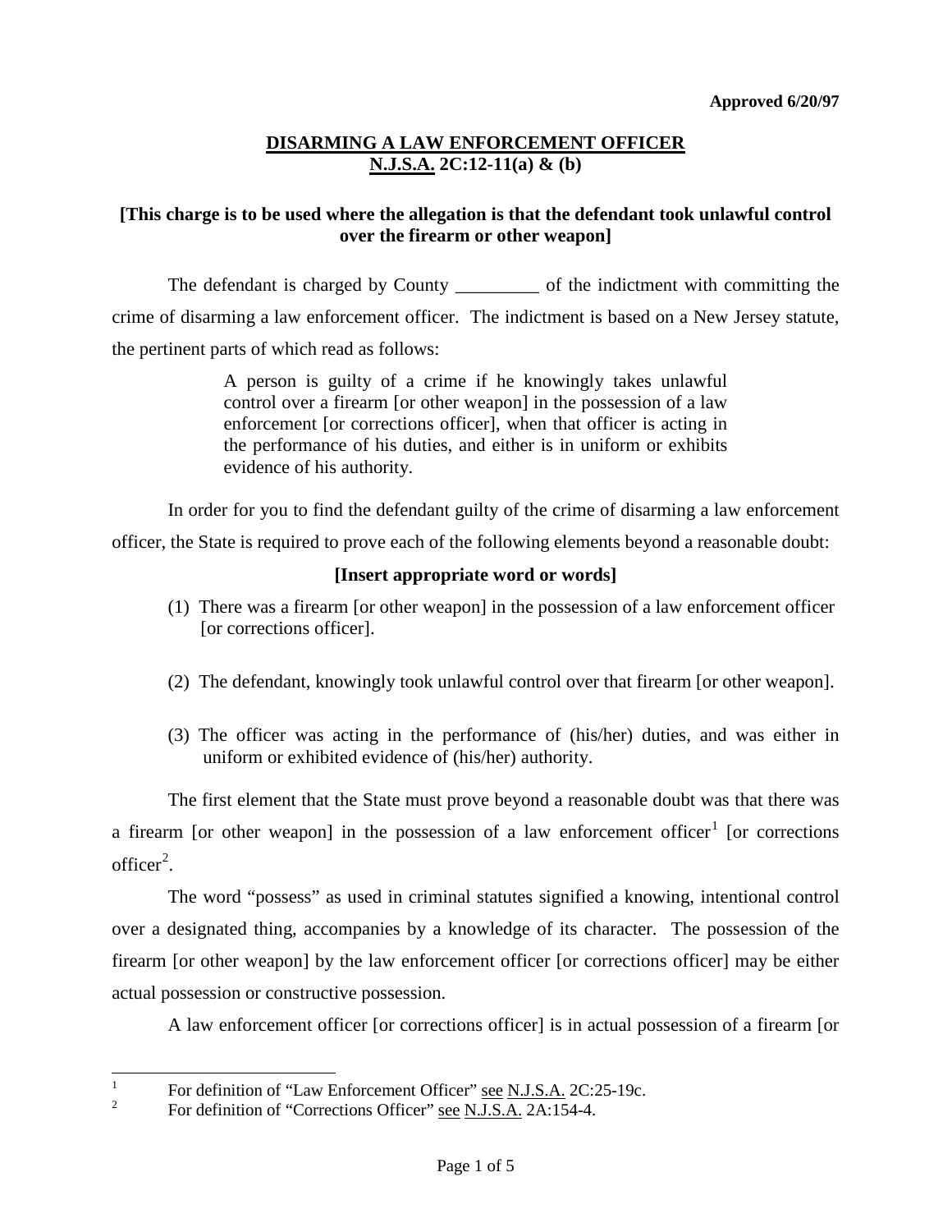**Approved 6/20/97**

# DISARMING A LAW ENFORCEMENT OFFICER
## N.J.S.A. 2C:12-11(a) & (b)

**[This charge is to be used where the allegation is that the defendant took unlawful control over the firearm or other weapon]**

The defendant is charged by County _________ of the indictment with committing the crime of disarming a law enforcement officer. The indictment is based on a New Jersey statute, the pertinent parts of which read as follows:

> A person is guilty of a crime if he knowingly takes unlawful control over a firearm [or other weapon] in the possession of a law enforcement [or corrections officer], when that officer is acting in the performance of his duties, and either is in uniform or exhibits evidence of his authority.

In order for you to find the defendant guilty of the crime of disarming a law enforcement officer, the State is required to prove each of the following elements beyond a reasonable doubt:

**[Insert appropriate word or words]**

(1) There was a firearm [or other weapon] in the possession of a law enforcement officer [or corrections officer].

(2) The defendant, knowingly took unlawful control over that firearm [or other weapon].

(3) The officer was acting in the performance of (his/her) duties, and was either in uniform or exhibited evidence of (his/her) authority.

The first element that the State must prove beyond a reasonable doubt was that there was a firearm [or other weapon] in the possession of a law enforcement officer[1] [or corrections officer[2].

The word "possess" as used in criminal statutes signified a knowing, intentional control over a designated thing, accompanies by a knowledge of its character. The possession of the firearm [or other weapon] by the law enforcement officer [or corrections officer] may be either actual possession or constructive possession.

A law enforcement officer [or corrections officer] is in actual possession of a firearm [or

---

[1] For definition of "Law Enforcement Officer" see N.J.S.A. 2C:25-19c.

[2] For definition of "Corrections Officer" see N.J.S.A. 2A:154-4.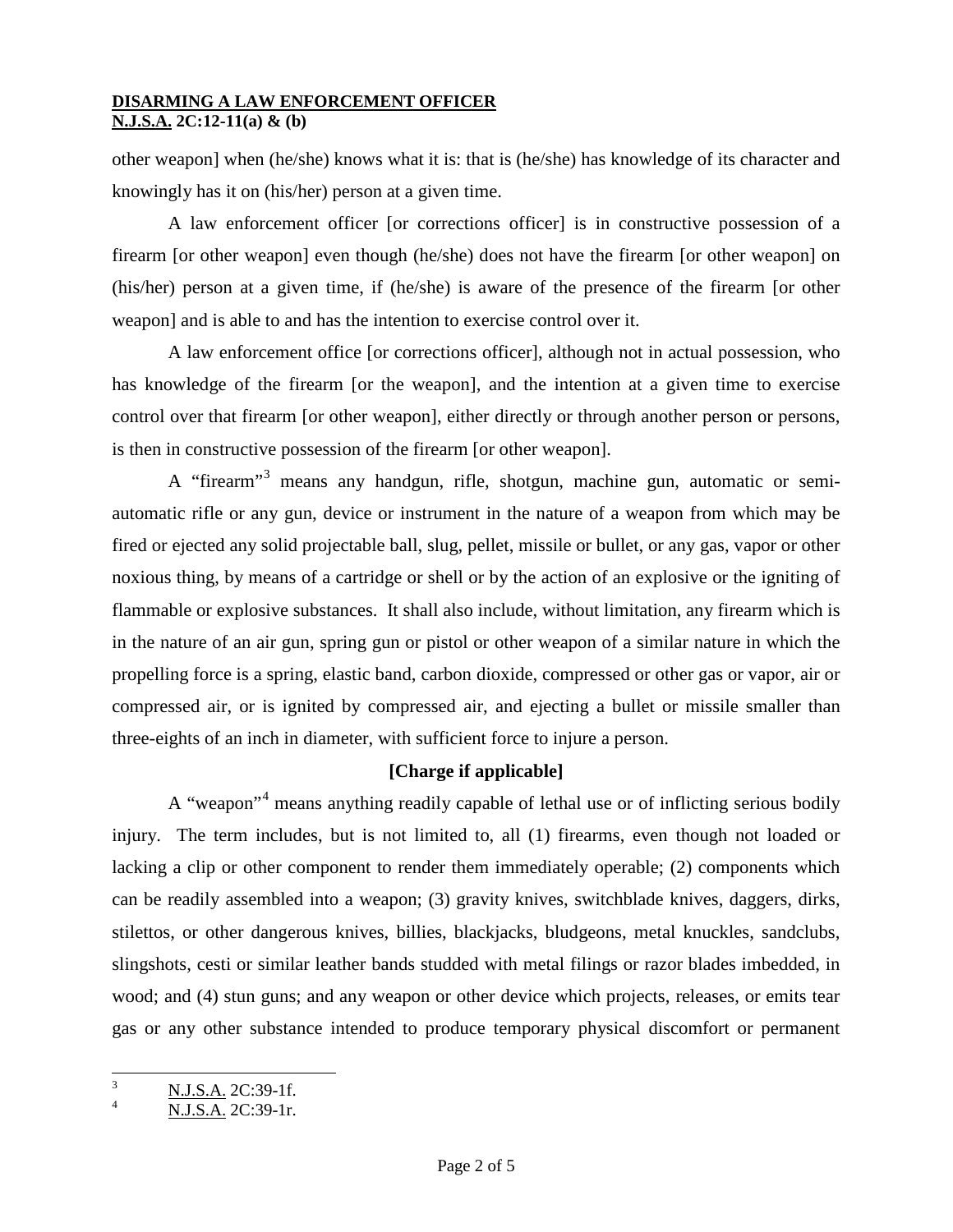other weapon] when (he/she) knows what it is: that is (he/she) has knowledge of its character and knowingly has it on (his/her) person at a given time.

A law enforcement officer [or corrections officer] is in constructive possession of a firearm [or other weapon] even though (he/she) does not have the firearm [or other weapon] on (his/her) person at a given time, if (he/she) is aware of the presence of the firearm [or other weapon] and is able to and has the intention to exercise control over it.

A law enforcement office [or corrections officer], although not in actual possession, who has knowledge of the firearm [or the weapon], and the intention at a given time to exercise control over that firearm [or other weapon], either directly or through another person or persons, is then in constructive possession of the firearm [or other weapon].

A "firearm"[3] means any handgun, rifle, shotgun, machine gun, automatic or semi-automatic rifle or any gun, device or instrument in the nature of a weapon from which may be fired or ejected any solid projectable ball, slug, pellet, missile or bullet, or any gas, vapor or other noxious thing, by means of a cartridge or shell or by the action of an explosive or the igniting of flammable or explosive substances. It shall also include, without limitation, any firearm which is in the nature of an air gun, spring gun or pistol or other weapon of a similar nature in which the propelling force is a spring, elastic band, carbon dioxide, compressed or other gas or vapor, air or compressed air, or is ignited by compressed air, and ejecting a bullet or missile smaller than three-eights of an inch in diameter, with sufficient force to injure a person.

**[Charge if applicable]**

A "weapon"[4] means anything readily capable of lethal use or of inflicting serious bodily injury. The term includes, but is not limited to, all (1) firearms, even though not loaded or lacking a clip or other component to render them immediately operable; (2) components which can be readily assembled into a weapon; (3) gravity knives, switchblade knives, daggers, dirks, stilettos, or other dangerous knives, billies, blackjacks, bludgeons, metal knuckles, sandclubs, slingshots, cesti or similar leather bands studded with metal filings or razor blades imbedded, in wood; and (4) stun guns; and any weapon or other device which projects, releases, or emits tear gas or any other substance intended to produce temporary physical discomfort or permanent

---

[3] N.J.S.A. 2C:39-1f.

[4] N.J.S.A. 2C:39-1r.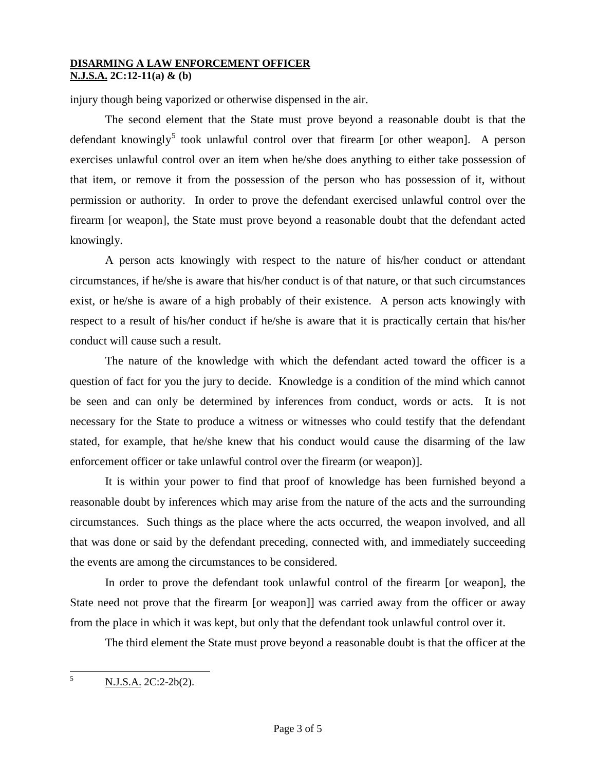injury though being vaporized or otherwise dispensed in the air.

The second element that the State must prove beyond a reasonable doubt is that the defendant knowingly[5] took unlawful control over that firearm [or other weapon]. A person exercises unlawful control over an item when he/she does anything to either take possession of that item, or remove it from the possession of the person who has possession of it, without permission or authority. In order to prove the defendant exercised unlawful control over the firearm [or weapon], the State must prove beyond a reasonable doubt that the defendant acted knowingly.

A person acts knowingly with respect to the nature of his/her conduct or attendant circumstances, if he/she is aware that his/her conduct is of that nature, or that such circumstances exist, or he/she is aware of a high probably of their existence. A person acts knowingly with respect to a result of his/her conduct if he/she is aware that it is practically certain that his/her conduct will cause such a result.

The nature of the knowledge with which the defendant acted toward the officer is a question of fact for you the jury to decide. Knowledge is a condition of the mind which cannot be seen and can only be determined by inferences from conduct, words or acts. It is not necessary for the State to produce a witness or witnesses who could testify that the defendant stated, for example, that he/she knew that his conduct would cause the disarming of the law enforcement officer or take unlawful control over the firearm (or weapon)].

It is within your power to find that proof of knowledge has been furnished beyond a reasonable doubt by inferences which may arise from the nature of the acts and the surrounding circumstances. Such things as the place where the acts occurred, the weapon involved, and all that was done or said by the defendant preceding, connected with, and immediately succeeding the events are among the circumstances to be considered.

In order to prove the defendant took unlawful control of the firearm [or weapon], the State need not prove that the firearm [or weapon]] was carried away from the officer or away from the place in which it was kept, but only that the defendant took unlawful control over it.

The third element the State must prove beyond a reasonable doubt is that the officer at the

---

[5] N.J.S.A. 2C:2-2b(2).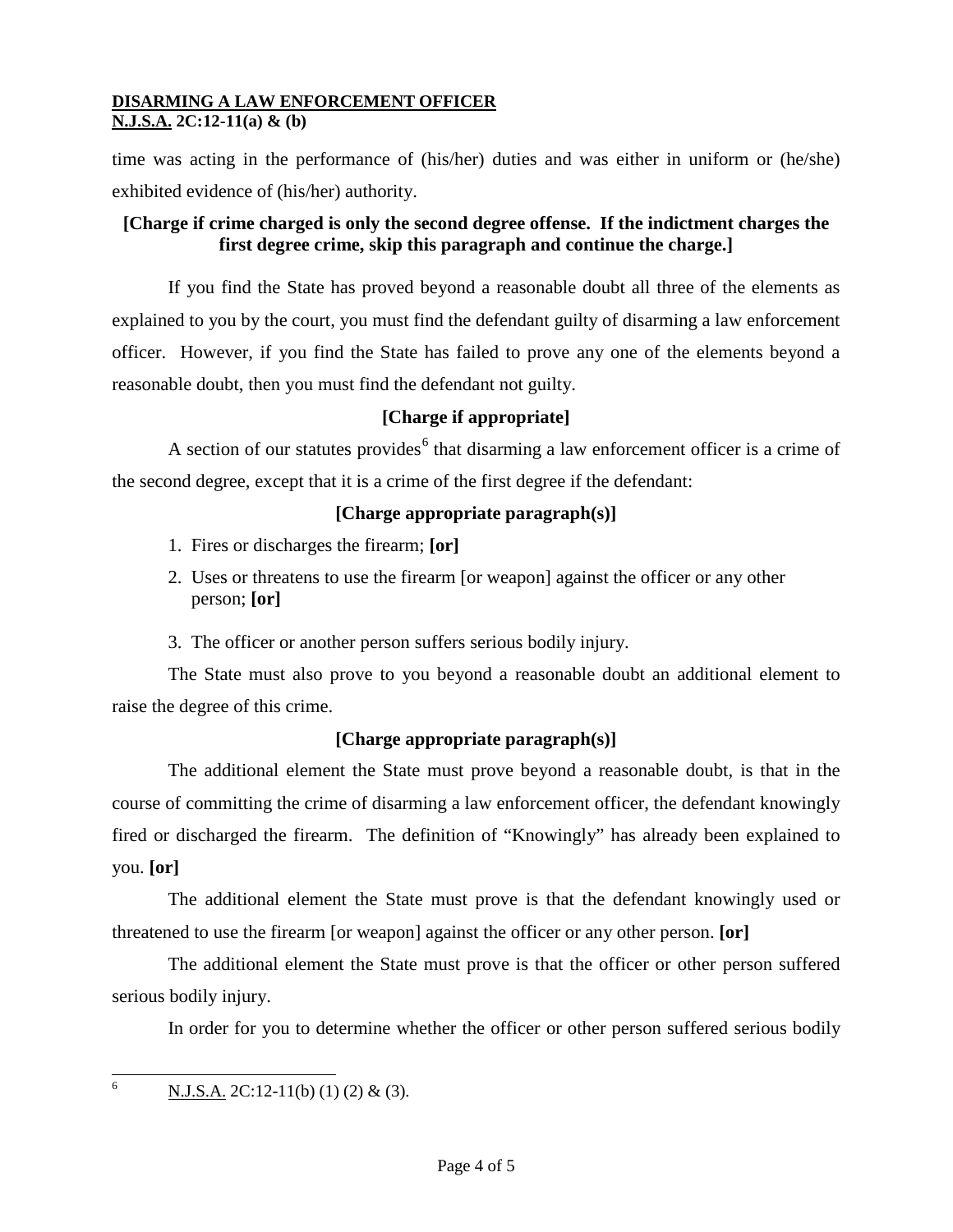time was acting in the performance of (his/her) duties and was either in uniform or (he/she) exhibited evidence of (his/her) authority.

**[Charge if crime charged is only the second degree offense. If the indictment charges the first degree crime, skip this paragraph and continue the charge.]**

If you find the State has proved beyond a reasonable doubt all three of the elements as explained to you by the court, you must find the defendant guilty of disarming a law enforcement officer. However, if you find the State has failed to prove any one of the elements beyond a reasonable doubt, then you must find the defendant not guilty.

**[Charge if appropriate]**

A section of our statutes provides[6] that disarming a law enforcement officer is a crime of the second degree, except that it is a crime of the first degree if the defendant:

**[Charge appropriate paragraph(s)]**

1. Fires or discharges the firearm; **[or]**
2. Uses or threatens to use the firearm [or weapon] against the officer or any other person; **[or]**
3. The officer or another person suffers serious bodily injury.

The State must also prove to you beyond a reasonable doubt an additional element to raise the degree of this crime.

**[Charge appropriate paragraph(s)]**

The additional element the State must prove beyond a reasonable doubt, is that in the course of committing the crime of disarming a law enforcement officer, the defendant knowingly fired or discharged the firearm. The definition of "Knowingly" has already been explained to you. **[or]**

The additional element the State must prove is that the defendant knowingly used or threatened to use the firearm [or weapon] against the officer or any other person. **[or]**

The additional element the State must prove is that the officer or other person suffered serious bodily injury.

In order for you to determine whether the officer or other person suffered serious bodily

---

[6] N.J.S.A. 2C:12-11(b) (1) (2) & (3).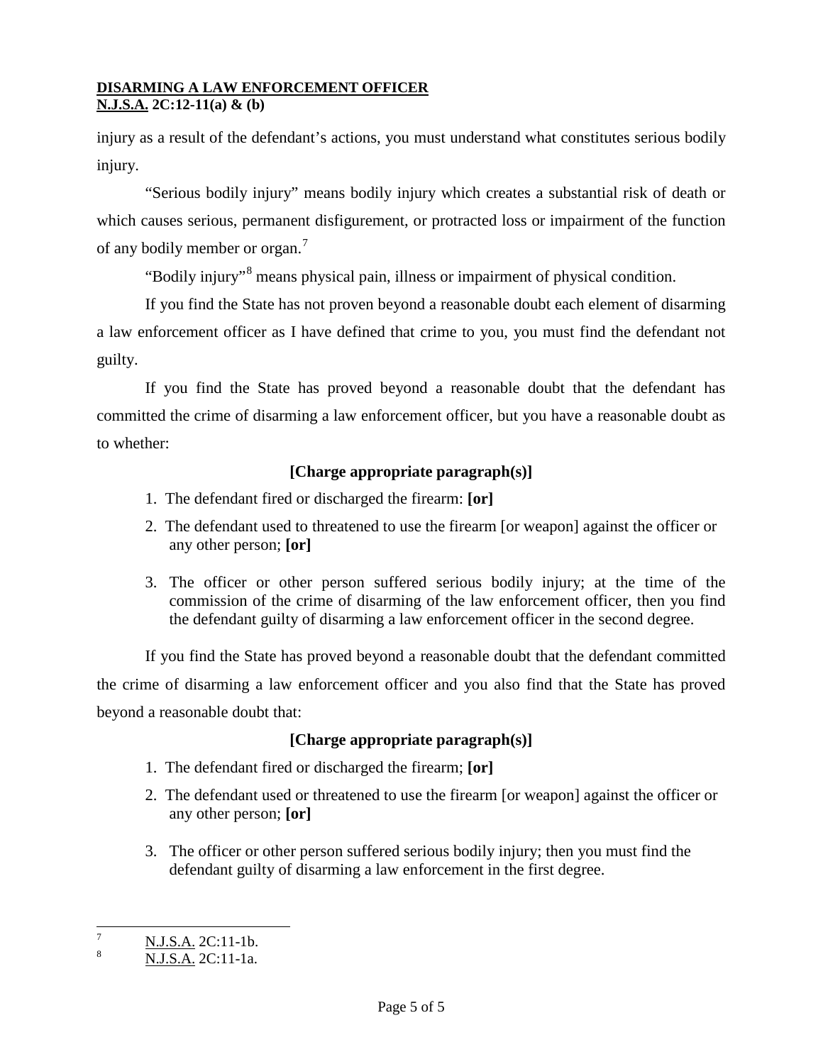injury as a result of the defendant's actions, you must understand what constitutes serious bodily injury.

"Serious bodily injury" means bodily injury which creates a substantial risk of death or which causes serious, permanent disfigurement, or protracted loss or impairment of the function of any bodily member or organ.[7]

"Bodily injury"[8] means physical pain, illness or impairment of physical condition.

If you find the State has not proven beyond a reasonable doubt each element of disarming a law enforcement officer as I have defined that crime to you, you must find the defendant not guilty.

If you find the State has proved beyond a reasonable doubt that the defendant has committed the crime of disarming a law enforcement officer, but you have a reasonable doubt as to whether:

**[Charge appropriate paragraph(s)]**

1. The defendant fired or discharged the firearm: **[or]**
2. The defendant used to threatened to use the firearm [or weapon] against the officer or any other person; **[or]**
3. The officer or other person suffered serious bodily injury; at the time of the commission of the crime of disarming of the law enforcement officer, then you find the defendant guilty of disarming a law enforcement officer in the second degree.

If you find the State has proved beyond a reasonable doubt that the defendant committed the crime of disarming a law enforcement officer and you also find that the State has proved beyond a reasonable doubt that:

**[Charge appropriate paragraph(s)]**

1. The defendant fired or discharged the firearm; **[or]**
2. The defendant used or threatened to use the firearm [or weapon] against the officer or any other person; **[or]**
3. The officer or other person suffered serious bodily injury; then you must find the defendant guilty of disarming a law enforcement in the first degree.

---

[7] N.J.S.A. 2C:11-1b.

[8] N.J.S.A. 2C:11-1a.